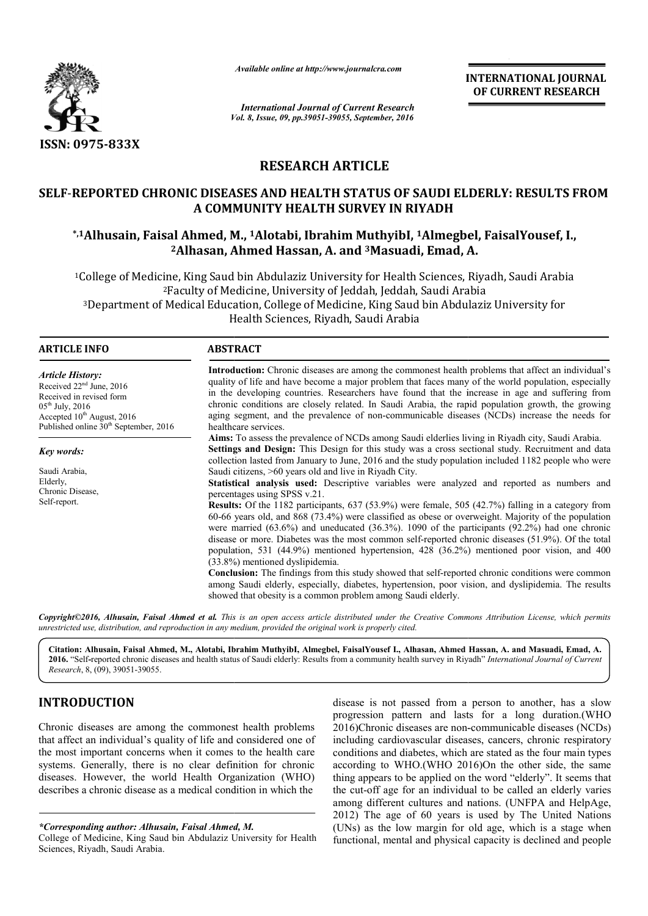*Available online at http://www.journalcra.com*

*International Journal of Current Research*
*Vol. 8, Issue, 09, pp.39051-39055, September, 2016*

**INTERNATIONAL JOURNAL OF CURRENT RESEARCH**

ISSN: 0975-833X

## RESEARCH ARTICLE

# SELF-REPORTED CHRONIC DISEASES AND HEALTH STATUS OF SAUDI ELDERLY: RESULTS FROM A COMMUNITY HEALTH SURVEY IN RIYADH

**\*,[1]Alhusain, Faisal Ahmed, M., [1]Alotabi, Ibrahim MuthyibI, [1]Almegbel, FaisalYousef, I., [2]Alhasan, Ahmed Hassan, A. and [3]Masuadi, Emad, A.**

[1]College of Medicine, King Saud bin Abdulaziz University for Health Sciences, Riyadh, Saudi Arabia
[2]Faculty of Medicine, University of Jeddah, Jeddah, Saudi Arabia
[3]Department of Medical Education, College of Medicine, King Saud bin Abdulaziz University for Health Sciences, Riyadh, Saudi Arabia

### ARTICLE INFO

*Article History:*
Received 22nd June, 2016
Received in revised form
05th July, 2016
Accepted 10th August, 2016
Published online 30th September, 2016

*Key words:*
Saudi Arabia,
Elderly,
Chronic Disease,
Self-report.

### ABSTRACT

**Introduction:** Chronic diseases are among the commonest health problems that affect an individual's quality of life and have become a major problem that faces many of the world population, especially in the developing countries. Researchers have found that the increase in age and suffering from chronic conditions are closely related. In Saudi Arabia, the rapid population growth, the growing aging segment, and the prevalence of non-communicable diseases (NCDs) increase the needs for healthcare services.

**Aims:** To assess the prevalence of NCDs among Saudi elderlies living in Riyadh city, Saudi Arabia.

**Settings and Design:** This Design for this study was a cross sectional study. Recruitment and data collection lasted from January to June, 2016 and the study population included 1182 people who were Saudi citizens, >60 years old and live in Riyadh City.

**Statistical analysis used:** Descriptive variables were analyzed and reported as numbers and percentages using SPSS v.21.

**Results:** Of the 1182 participants, 637 (53.9%) were female, 505 (42.7%) falling in a category from 60-66 years old, and 868 (73.4%) were classified as obese or overweight. Majority of the population were married (63.6%) and uneducated (36.3%). 1090 of the participants (92.2%) had one chronic disease or more. Diabetes was the most common self-reported chronic diseases (51.9%). Of the total population, 531 (44.9%) mentioned hypertension, 428 (36.2%) mentioned poor vision, and 400 (33.8%) mentioned dyslipidemia.

**Conclusion:** The findings from this study showed that self-reported chronic conditions were common among Saudi elderly, especially, diabetes, hypertension, poor vision, and dyslipidemia. The results showed that obesity is a common problem among Saudi elderly.

*Copyright©2016, Alhusain, Faisal Ahmed et al. This is an open access article distributed under the Creative Commons Attribution License, which permits unrestricted use, distribution, and reproduction in any medium, provided the original work is properly cited.*

**Citation: Alhusain, Faisal Ahmed, M., Alotabi, Ibrahim MuthyibI, Almegbel, FaisalYousef I., Alhasan, Ahmed Hassan, A. and Masuadi, Emad, A. 2016.** "Self-reported chronic diseases and health status of Saudi elderly: Results from a community health survey in Riyadh" *International Journal of Current Research*, 8, (09), 39051-39055.

## INTRODUCTION

Chronic diseases are among the commonest health problems that affect an individual's quality of life and considered one of the most important concerns when it comes to the health care systems. Generally, there is no clear definition for chronic diseases. However, the world Health Organization (WHO) describes a chronic disease as a medical condition in which the disease is not passed from a person to another, has a slow progression pattern and lasts for a long duration.(WHO 2016)Chronic diseases are non-communicable diseases (NCDs) including cardiovascular diseases, cancers, chronic respiratory conditions and diabetes, which are stated as the four main types according to WHO.(WHO 2016)On the other side, the same thing appears to be applied on the word "elderly". It seems that the cut-off age for an individual to be called an elderly varies among different cultures and nations. (UNFPA and HelpAge, 2012) The age of 60 years is used by The United Nations (UNs) as the low margin for old age, which is a stage when functional, mental and physical capacity is declined and people

*\*Corresponding author: Alhusain, Faisal Ahmed, M.*
College of Medicine, King Saud bin Abdulaziz University for Health Sciences, Riyadh, Saudi Arabia.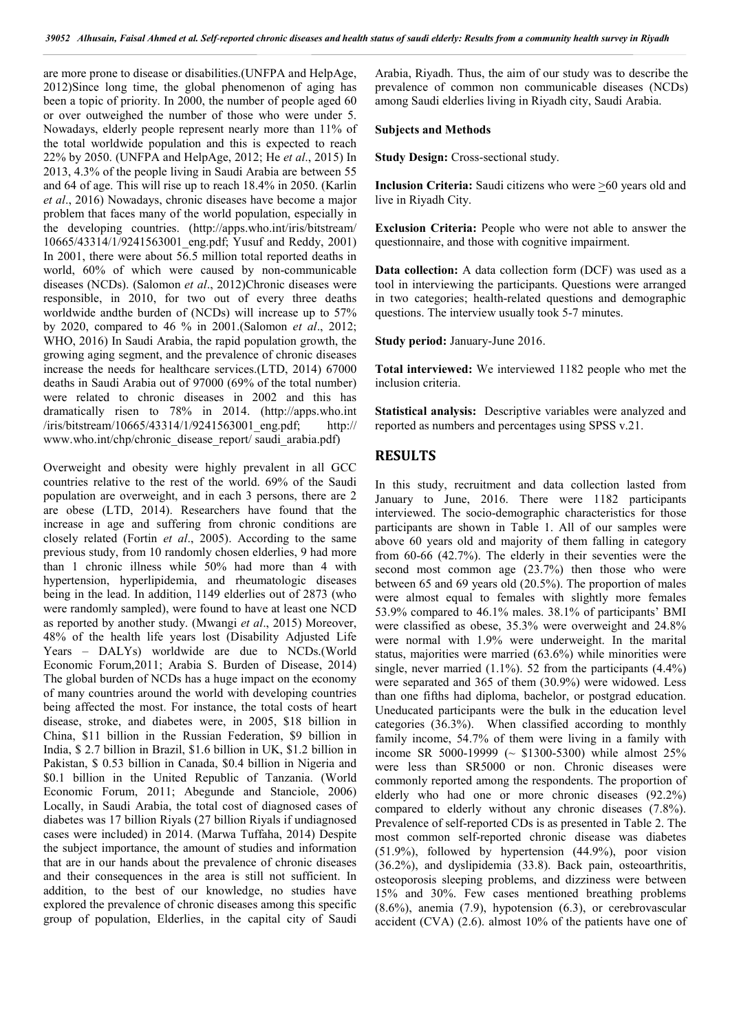are more prone to disease or disabilities.(UNFPA and HelpAge, 2012)Since long time, the global phenomenon of aging has been a topic of priority. In 2000, the number of people aged 60 or over outweighed the number of those who were under 5. Nowadays, elderly people represent nearly more than 11% of the total worldwide population and this is expected to reach 22% by 2050. (UNFPA and HelpAge, 2012; He *et al*., 2015) In 2013, 4.3% of the people living in Saudi Arabia are between 55 and 64 of age. This will rise up to reach 18.4% in 2050. (Karlin *et al*., 2016) Nowadays, chronic diseases have become a major problem that faces many of the world population, especially in the developing countries. (http://apps.who.int/iris/bitstream/10665/43314/1/9241563001_eng.pdf; Yusuf and Reddy, 2001) In 2001, there were about 56.5 million total reported deaths in world, 60% of which were caused by non-communicable diseases (NCDs). (Salomon *et al*., 2012)Chronic diseases were responsible, in 2010, for two out of every three deaths worldwide andthe burden of (NCDs) will increase up to 57% by 2020, compared to 46 % in 2001.(Salomon *et al*., 2012; WHO, 2016) In Saudi Arabia, the rapid population growth, the growing aging segment, and the prevalence of chronic diseases increase the needs for healthcare services.(LTD, 2014) 67000 deaths in Saudi Arabia out of 97000 (69% of the total number) were related to chronic diseases in 2002 and this has dramatically risen to 78% in 2014. (http://apps.who.int/iris/bitstream/10665/43314/1/9241563001_eng.pdf; http://www.who.int/chp/chronic_disease_report/ saudi_arabia.pdf)

Overweight and obesity were highly prevalent in all GCC countries relative to the rest of the world. 69% of the Saudi population are overweight, and in each 3 persons, there are 2 are obese (LTD, 2014). Researchers have found that the increase in age and suffering from chronic conditions are closely related (Fortin *et al*., 2005). According to the same previous study, from 10 randomly chosen elderlies, 9 had more than 1 chronic illness while 50% had more than 4 with hypertension, hyperlipidemia, and rheumatologic diseases being in the lead. In addition, 1149 elderlies out of 2873 (who were randomly sampled), were found to have at least one NCD as reported by another study. (Mwangi *et al*., 2015) Moreover, 48% of the health life years lost (Disability Adjusted Life Years – DALYs) worldwide are due to NCDs.(World Economic Forum,2011; Arabia S. Burden of Disease, 2014) The global burden of NCDs has a huge impact on the economy of many countries around the world with developing countries being affected the most. For instance, the total costs of heart disease, stroke, and diabetes were, in 2005, $18 billion in China, $11 billion in the Russian Federation, $9 billion in India, $ 2.7 billion in Brazil, $1.6 billion in UK, $1.2 billion in Pakistan, $ 0.53 billion in Canada, $0.4 billion in Nigeria and $0.1 billion in the United Republic of Tanzania. (World Economic Forum, 2011; Abegunde and Stanciole, 2006) Locally, in Saudi Arabia, the total cost of diagnosed cases of diabetes was 17 billion Riyals (27 billion Riyals if undiagnosed cases were included) in 2014. (Marwa Tuffaha, 2014) Despite the subject importance, the amount of studies and information that are in our hands about the prevalence of chronic diseases and their consequences in the area is still not sufficient. In addition, to the best of our knowledge, no studies have explored the prevalence of chronic diseases among this specific group of population, Elderlies, in the capital city of Saudi Arabia, Riyadh. Thus, the aim of our study was to describe the prevalence of common non communicable diseases (NCDs) among Saudi elderlies living in Riyadh city, Saudi Arabia.

**Subjects and Methods**

**Study Design:** Cross-sectional study.

**Inclusion Criteria:** Saudi citizens who were ≥60 years old and live in Riyadh City.

**Exclusion Criteria:** People who were not able to answer the questionnaire, and those with cognitive impairment.

**Data collection:** A data collection form (DCF) was used as a tool in interviewing the participants. Questions were arranged in two categories; health-related questions and demographic questions. The interview usually took 5-7 minutes.

**Study period:** January-June 2016.

**Total interviewed:** We interviewed 1182 people who met the inclusion criteria.

**Statistical analysis:** Descriptive variables were analyzed and reported as numbers and percentages using SPSS v.21.

## RESULTS

In this study, recruitment and data collection lasted from January to June, 2016. There were 1182 participants interviewed. The socio-demographic characteristics for those participants are shown in Table 1. All of our samples were above 60 years old and majority of them falling in category from 60-66 (42.7%). The elderly in their seventies were the second most common age (23.7%) then those who were between 65 and 69 years old (20.5%). The proportion of males were almost equal to females with slightly more females 53.9% compared to 46.1% males. 38.1% of participants' BMI were classified as obese, 35.3% were overweight and 24.8% were normal with 1.9% were underweight. In the marital status, majorities were married (63.6%) while minorities were single, never married (1.1%). 52 from the participants (4.4%) were separated and 365 of them (30.9%) were widowed. Less than one fifths had diploma, bachelor, or postgrad education. Uneducated participants were the bulk in the education level categories (36.3%). When classified according to monthly family income, 54.7% of them were living in a family with income SR 5000-19999 (~ $1300-5300) while almost 25% were less than SR5000 or non. Chronic diseases were commonly reported among the respondents. The proportion of elderly who had one or more chronic diseases (92.2%) compared to elderly without any chronic diseases (7.8%). Prevalence of self-reported CDs is as presented in Table 2. The most common self-reported chronic disease was diabetes (51.9%), followed by hypertension (44.9%), poor vision (36.2%), and dyslipidemia (33.8). Back pain, osteoarthritis, osteoporosis sleeping problems, and dizziness were between 15% and 30%. Few cases mentioned breathing problems (8.6%), anemia (7.9), hypotension (6.3), or cerebrovascular accident (CVA) (2.6). almost 10% of the patients have one of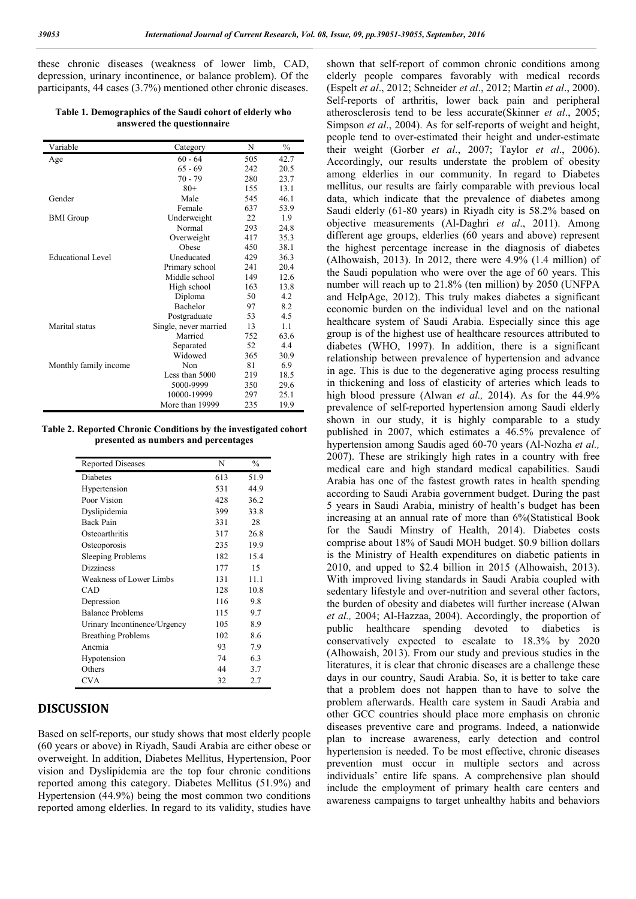these chronic diseases (weakness of lower limb, CAD, depression, urinary incontinence, or balance problem). Of the participants, 44 cases (3.7%) mentioned other chronic diseases.

**Table 1. Demographics of the Saudi cohort of elderly who answered the questionnaire**

| Variable | Category | N | % |
|---|---|---|---|
| Age | 60 - 64 | 505 | 42.7 |
| | 65 - 69 | 242 | 20.5 |
| | 70 - 79 | 280 | 23.7 |
| | 80+ | 155 | 13.1 |
| Gender | Male | 545 | 46.1 |
| | Female | 637 | 53.9 |
| BMI Group | Underweight | 22 | 1.9 |
| | Normal | 293 | 24.8 |
| | Overweight | 417 | 35.3 |
| | Obese | 450 | 38.1 |
| Educational Level | Uneducated | 429 | 36.3 |
| | Primary school | 241 | 20.4 |
| | Middle school | 149 | 12.6 |
| | High school | 163 | 13.8 |
| | Diploma | 50 | 4.2 |
| | Bachelor | 97 | 8.2 |
| | Postgraduate | 53 | 4.5 |
| Marital status | Single, never married | 13 | 1.1 |
| | Married | 752 | 63.6 |
| | Separated | 52 | 4.4 |
| | Widowed | 365 | 30.9 |
| Monthly family income | Non | 81 | 6.9 |
| | Less than 5000 | 219 | 18.5 |
| | 5000-9999 | 350 | 29.6 |
| | 10000-19999 | 297 | 25.1 |
| | More than 19999 | 235 | 19.9 |

**Table 2. Reported Chronic Conditions by the investigated cohort presented as numbers and percentages**

| Reported Diseases | N | % |
|---|---|---|
| Diabetes | 613 | 51.9 |
| Hypertension | 531 | 44.9 |
| Poor Vision | 428 | 36.2 |
| Dyslipidemia | 399 | 33.8 |
| Back Pain | 331 | 28 |
| Osteoarthritis | 317 | 26.8 |
| Osteoporosis | 235 | 19.9 |
| Sleeping Problems | 182 | 15.4 |
| Dizziness | 177 | 15 |
| Weakness of Lower Limbs | 131 | 11.1 |
| CAD | 128 | 10.8 |
| Depression | 116 | 9.8 |
| Balance Problems | 115 | 9.7 |
| Urinary Incontinence/Urgency | 105 | 8.9 |
| Breathing Problems | 102 | 8.6 |
| Anemia | 93 | 7.9 |
| Hypotension | 74 | 6.3 |
| Others | 44 | 3.7 |
| CVA | 32 | 2.7 |

## DISCUSSION

Based on self-reports, our study shows that most elderly people (60 years or above) in Riyadh, Saudi Arabia are either obese or overweight. In addition, Diabetes Mellitus, Hypertension, Poor vision and Dyslipidemia are the top four chronic conditions reported among this category. Diabetes Mellitus (51.9%) and Hypertension (44.9%) being the most common two conditions reported among elderlies. In regard to its validity, studies have shown that self-report of common chronic conditions among elderly people compares favorably with medical records (Espelt *et al*., 2012; Schneider *et al*., 2012; Martin *et al*., 2000). Self-reports of arthritis, lower back pain and peripheral atherosclerosis tend to be less accurate(Skinner *et al*., 2005; Simpson *et al*., 2004). As for self-reports of weight and height, people tend to over-estimated their height and under-estimate their weight (Gorber *et al*., 2007; Taylor *et al*., 2006). Accordingly, our results understate the problem of obesity among elderlies in our community. In regard to Diabetes mellitus, our results are fairly comparable with previous local data, which indicate that the prevalence of diabetes among Saudi elderly (61-80 years) in Riyadh city is 58.2% based on objective measurements (Al-Daghri *et al*., 2011). Among different age groups, elderlies (60 years and above) represent the highest percentage increase in the diagnosis of diabetes (Alhowaish, 2013). In 2012, there were 4.9% (1.4 million) of the Saudi population who were over the age of 60 years. This number will reach up to 21.8% (ten million) by 2050 (UNFPA and HelpAge, 2012). This truly makes diabetes a significant economic burden on the individual level and on the national healthcare system of Saudi Arabia. Especially since this age group is of the highest use of healthcare resources attributed to diabetes (WHO, 1997). In addition, there is a significant relationship between prevalence of hypertension and advance in age. This is due to the degenerative aging process resulting in thickening and loss of elasticity of arteries which leads to high blood pressure (Alwan *et al.,* 2014). As for the 44.9% prevalence of self-reported hypertension among Saudi elderly shown in our study, it is highly comparable to a study published in 2007, which estimates a 46.5% prevalence of hypertension among Saudis aged 60-70 years (Al-Nozha *et al.,* 2007). These are strikingly high rates in a country with free medical care and high standard medical capabilities. Saudi Arabia has one of the fastest growth rates in health spending according to Saudi Arabia government budget. During the past 5 years in Saudi Arabia, ministry of health's budget has been increasing at an annual rate of more than 6%(Statistical Book for the Saudi Minstry of Health, 2014). Diabetes costs comprise about 18% of Saudi MOH budget. $0.9 billion dollars is the Ministry of Health expenditures on diabetic patients in 2010, and upped to $2.4 billion in 2015 (Alhowaish, 2013). With improved living standards in Saudi Arabia coupled with sedentary lifestyle and over-nutrition and several other factors, the burden of obesity and diabetes will further increase (Alwan *et al.,* 2004; Al-Hazzaa, 2004). Accordingly, the proportion of public healthcare spending devoted to diabetics is conservatively expected to escalate to 18.3% by 2020 (Alhowaish, 2013). From our study and previous studies in the literatures, it is clear that chronic diseases are a challenge these days in our country, Saudi Arabia. So, it is better to take care that a problem does not happen than to have to solve the problem afterwards. Health care system in Saudi Arabia and other GCC countries should place more emphasis on chronic diseases preventive care and programs. Indeed, a nationwide plan to increase awareness, early detection and control hypertension is needed. To be most effective, chronic diseases prevention must occur in multiple sectors and across individuals' entire life spans. A comprehensive plan should include the employment of primary health care centers and awareness campaigns to target unhealthy habits and behaviors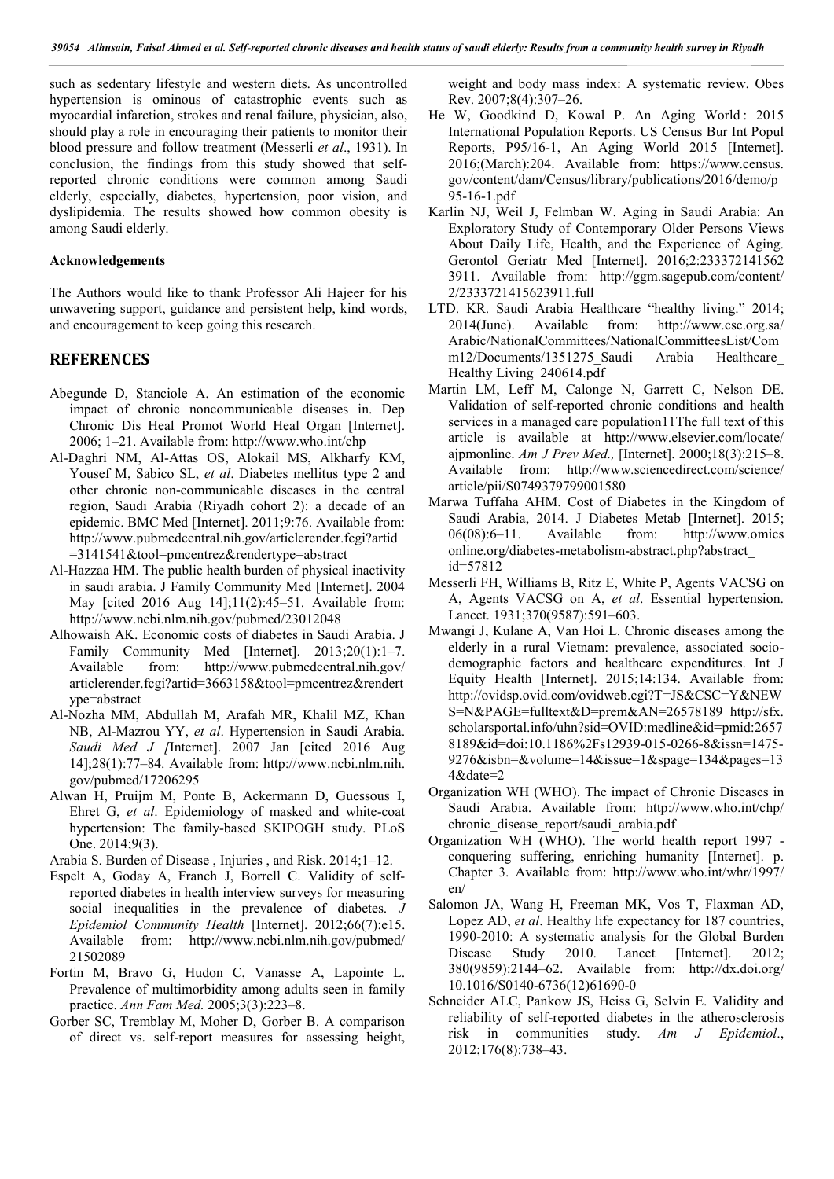such as sedentary lifestyle and western diets. As uncontrolled hypertension is ominous of catastrophic events such as myocardial infarction, strokes and renal failure, physician, also, should play a role in encouraging their patients to monitor their blood pressure and follow treatment (Messerli *et al*., 1931). In conclusion, the findings from this study showed that self-reported chronic conditions were common among Saudi elderly, especially, diabetes, hypertension, poor vision, and dyslipidemia. The results showed how common obesity is among Saudi elderly.

**Acknowledgements**

The Authors would like to thank Professor Ali Hajeer for his unwavering support, guidance and persistent help, kind words, and encouragement to keep going this research.

## REFERENCES

Abegunde D, Stanciole A. An estimation of the economic impact of chronic noncommunicable diseases in. Dep Chronic Dis Heal Promot World Heal Organ [Internet]. 2006; 1–21. Available from: http://www.who.int/chp

Al-Daghri NM, Al-Attas OS, Alokail MS, Alkharfy KM, Yousef M, Sabico SL, *et al*. Diabetes mellitus type 2 and other chronic non-communicable diseases in the central region, Saudi Arabia (Riyadh cohort 2): a decade of an epidemic. BMC Med [Internet]. 2011;9:76. Available from: http://www.pubmedcentral.nih.gov/articlerender.fcgi?artid=3141541&tool=pmcentrez&rendertype=abstract

Al-Hazzaa HM. The public health burden of physical inactivity in saudi arabia. J Family Community Med [Internet]. 2004 May [cited 2016 Aug 14];11(2):45–51. Available from: http://www.ncbi.nlm.nih.gov/pubmed/23012048

Alhowaish AK. Economic costs of diabetes in Saudi Arabia. J Family Community Med [Internet]. 2013;20(1):1–7. Available from: http://www.pubmedcentral.nih.gov/articlerender.fcgi?artid=3663158&tool=pmcentrez&rendertype=abstract

Al-Nozha MM, Abdullah M, Arafah MR, Khalil MZ, Khan NB, Al-Mazrou YY, *et al*. Hypertension in Saudi Arabia. *Saudi Med J [*Internet]. 2007 Jan [cited 2016 Aug 14];28(1):77–84. Available from: http://www.ncbi.nlm.nih.gov/pubmed/17206295

Alwan H, Pruijm M, Ponte B, Ackermann D, Guessous I, Ehret G, *et al*. Epidemiology of masked and white-coat hypertension: The family-based SKIPOGH study. PLoS One. 2014;9(3).

Arabia S. Burden of Disease , Injuries , and Risk. 2014;1–12.

Espelt A, Goday A, Franch J, Borrell C. Validity of self-reported diabetes in health interview surveys for measuring social inequalities in the prevalence of diabetes. *J Epidemiol Community Health* [Internet]. 2012;66(7):e15. Available from: http://www.ncbi.nlm.nih.gov/pubmed/21502089

Fortin M, Bravo G, Hudon C, Vanasse A, Lapointe L. Prevalence of multimorbidity among adults seen in family practice. *Ann Fam Med.* 2005;3(3):223–8.

Gorber SC, Tremblay M, Moher D, Gorber B. A comparison of direct vs. self-report measures for assessing height, weight and body mass index: A systematic review. Obes Rev. 2007;8(4):307–26.

He W, Goodkind D, Kowal P. An Aging World : 2015 International Population Reports. US Census Bur Int Popul Reports, P95/16-1, An Aging World 2015 [Internet]. 2016;(March):204. Available from: https://www.census.gov/content/dam/Census/library/publications/2016/demo/p95-16-1.pdf

Karlin NJ, Weil J, Felmban W. Aging in Saudi Arabia: An Exploratory Study of Contemporary Older Persons Views About Daily Life, Health, and the Experience of Aging. Gerontol Geriatr Med [Internet]. 2016;2:2333721415623911. Available from: http://ggm.sagepub.com/content/2/2333721415623911.full

LTD. KR. Saudi Arabia Healthcare "healthy living." 2014; 2014(June). Available from: http://www.csc.org.sa/Arabic/NationalCommittees/NationalCommitteesList/Comm12/Documents/1351275_Saudi Arabia Healthcare_ Healthy Living_240614.pdf

Martin LM, Leff M, Calonge N, Garrett C, Nelson DE. Validation of self-reported chronic conditions and health services in a managed care population11The full text of this article is available at http://www.elsevier.com/locate/ajpmonline. *Am J Prev Med.,* [Internet]. 2000;18(3):215–8. Available from: http://www.sciencedirect.com/science/article/pii/S0749379799001580

Marwa Tuffaha AHM. Cost of Diabetes in the Kingdom of Saudi Arabia, 2014. J Diabetes Metab [Internet]. 2015; 06(08):6–11. Available from: http://www.omicsonline.org/diabetes-metabolism-abstract.php?abstract_id=57812

Messerli FH, Williams B, Ritz E, White P, Agents VACSG on A, Agents VACSG on A, *et al*. Essential hypertension. Lancet. 1931;370(9587):591–603.

Mwangi J, Kulane A, Van Hoi L. Chronic diseases among the elderly in a rural Vietnam: prevalence, associated socio-demographic factors and healthcare expenditures. Int J Equity Health [Internet]. 2015;14:134. Available from: http://ovidsp.ovid.com/ovidweb.cgi?T=JS&CSC=Y&NEWS=N&PAGE=fulltext&D=prem&AN=26578189 http://sfx.scholarsportal.info/uhn?sid=OVID:medline&id=pmid:26578189&id=doi:10.1186%2Fs12939-015-0266-8&issn=1475-9276&isbn=&volume=14&issue=1&spage=134&pages=134&date=2

Organization WH (WHO). The impact of Chronic Diseases in Saudi Arabia. Available from: http://www.who.int/chp/chronic_disease_report/saudi_arabia.pdf

Organization WH (WHO). The world health report 1997 - conquering suffering, enriching humanity [Internet]. p. Chapter 3. Available from: http://www.who.int/whr/1997/en/

Salomon JA, Wang H, Freeman MK, Vos T, Flaxman AD, Lopez AD, *et al*. Healthy life expectancy for 187 countries, 1990-2010: A systematic analysis for the Global Burden Disease Study 2010. Lancet [Internet]. 2012; 380(9859):2144–62. Available from: http://dx.doi.org/10.1016/S0140-6736(12)61690-0

Schneider ALC, Pankow JS, Heiss G, Selvin E. Validity and reliability of self-reported diabetes in the atherosclerosis risk in communities study. *Am J Epidemiol*., 2012;176(8):738–43.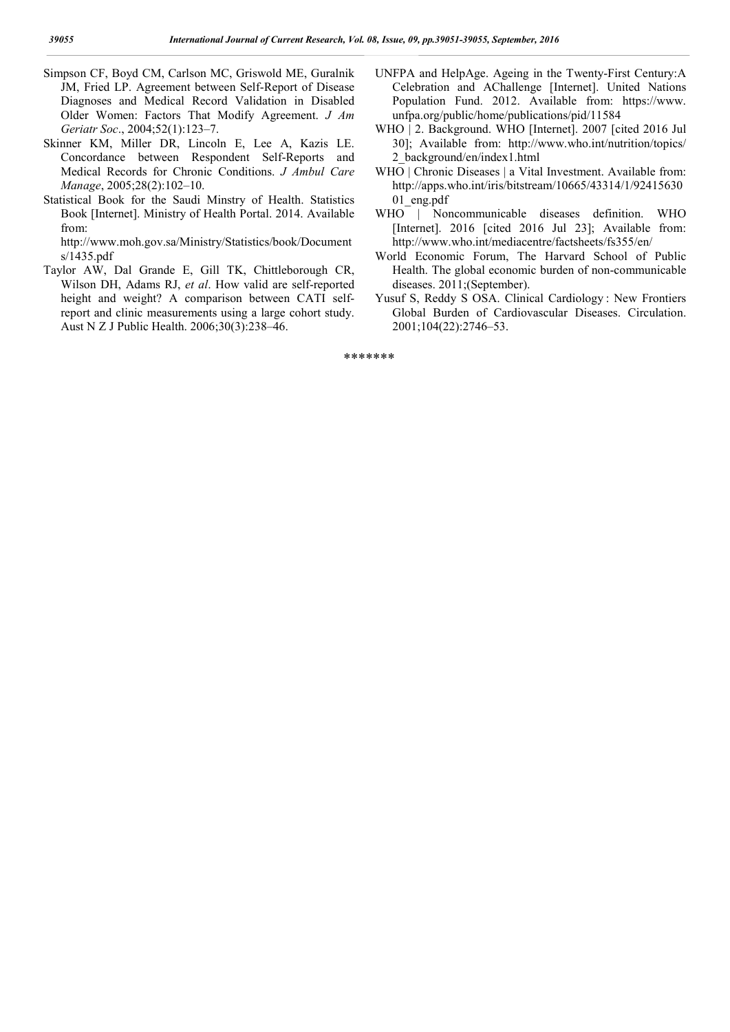Simpson CF, Boyd CM, Carlson MC, Griswold ME, Guralnik JM, Fried LP. Agreement between Self-Report of Disease Diagnoses and Medical Record Validation in Disabled Older Women: Factors That Modify Agreement. *J Am Geriatr Soc*., 2004;52(1):123–7.

Skinner KM, Miller DR, Lincoln E, Lee A, Kazis LE. Concordance between Respondent Self-Reports and Medical Records for Chronic Conditions. *J Ambul Care Manage*, 2005;28(2):102–10.

Statistical Book for the Saudi Minstry of Health. Statistics Book [Internet]. Ministry of Health Portal. 2014. Available from: http://www.moh.gov.sa/Ministry/Statistics/book/Documents/1435.pdf

Taylor AW, Dal Grande E, Gill TK, Chittleborough CR, Wilson DH, Adams RJ, *et al*. How valid are self-reported height and weight? A comparison between CATI self-report and clinic measurements using a large cohort study. Aust N Z J Public Health. 2006;30(3):238–46.

UNFPA and HelpAge. Ageing in the Twenty-First Century:A Celebration and AChallenge [Internet]. United Nations Population Fund. 2012. Available from: https://www.unfpa.org/public/home/publications/pid/11584

WHO | 2. Background. WHO [Internet]. 2007 [cited 2016 Jul 30]; Available from: http://www.who.int/nutrition/topics/2_background/en/index1.html

WHO | Chronic Diseases | a Vital Investment. Available from: http://apps.who.int/iris/bitstream/10665/43314/1/9241563001_eng.pdf

WHO | Noncommunicable diseases definition. WHO [Internet]. 2016 [cited 2016 Jul 23]; Available from: http://www.who.int/mediacentre/factsheets/fs355/en/

World Economic Forum, The Harvard School of Public Health. The global economic burden of non-communicable diseases. 2011;(September).

Yusuf S, Reddy S OSA. Clinical Cardiology : New Frontiers Global Burden of Cardiovascular Diseases. Circulation. 2001;104(22):2746–53.

*******